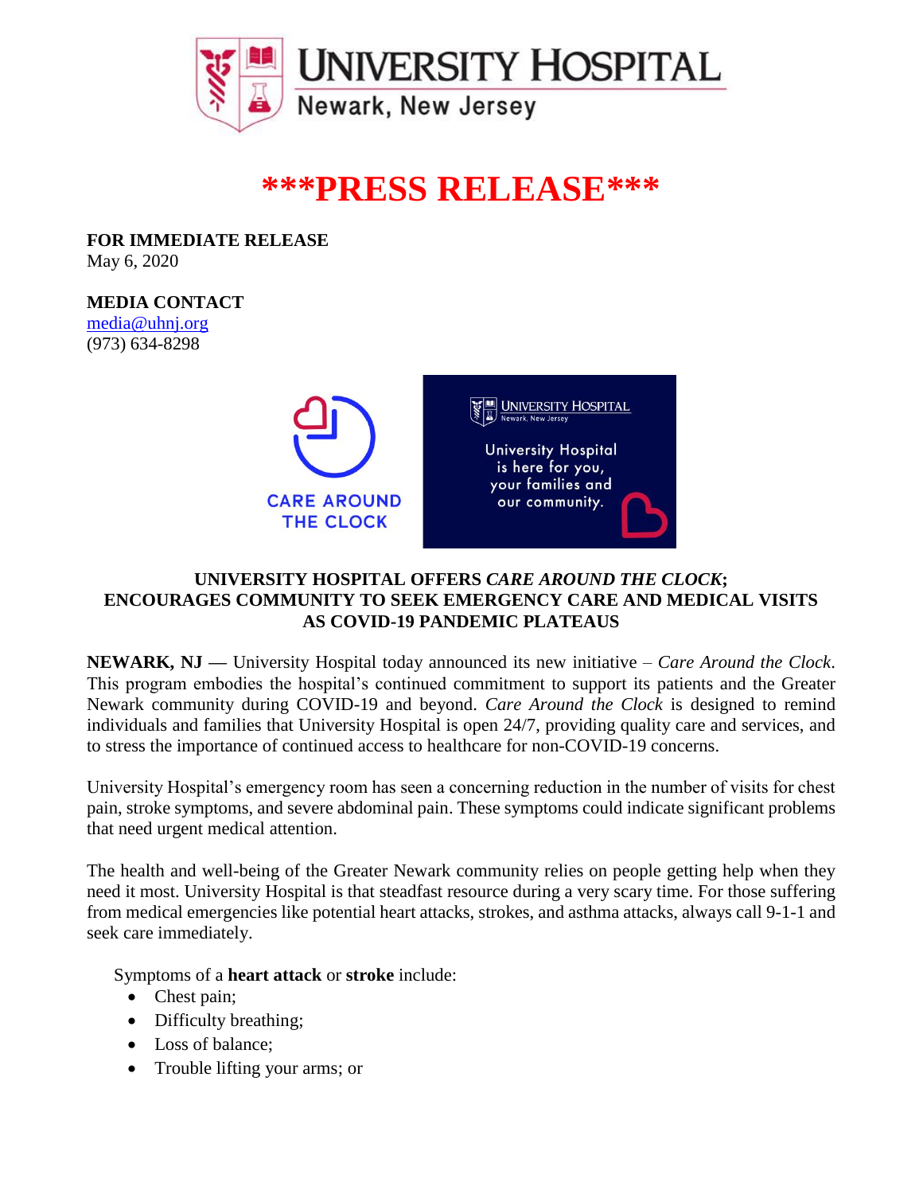# ***PRESS RELEASE***

**FOR IMMEDIATE RELEASE**
May 6, 2020

**MEDIA CONTACT**
media@uhnj.org
(973) 634-8298

## UNIVERSITY HOSPITAL OFFERS *CARE AROUND THE CLOCK*; ENCOURAGES COMMUNITY TO SEEK EMERGENCY CARE AND MEDICAL VISITS AS COVID-19 PANDEMIC PLATEAUS

**NEWARK, NJ —** University Hospital today announced its new initiative – *Care Around the Clock*. This program embodies the hospital's continued commitment to support its patients and the Greater Newark community during COVID-19 and beyond. *Care Around the Clock* is designed to remind individuals and families that University Hospital is open 24/7, providing quality care and services, and to stress the importance of continued access to healthcare for non-COVID-19 concerns.

University Hospital's emergency room has seen a concerning reduction in the number of visits for chest pain, stroke symptoms, and severe abdominal pain. These symptoms could indicate significant problems that need urgent medical attention.

The health and well-being of the Greater Newark community relies on people getting help when they need it most. University Hospital is that steadfast resource during a very scary time. For those suffering from medical emergencies like potential heart attacks, strokes, and asthma attacks, always call 9-1-1 and seek care immediately.

Symptoms of a **heart attack** or **stroke** include:

- Chest pain;
- Difficulty breathing;
- Loss of balance;
- Trouble lifting your arms; or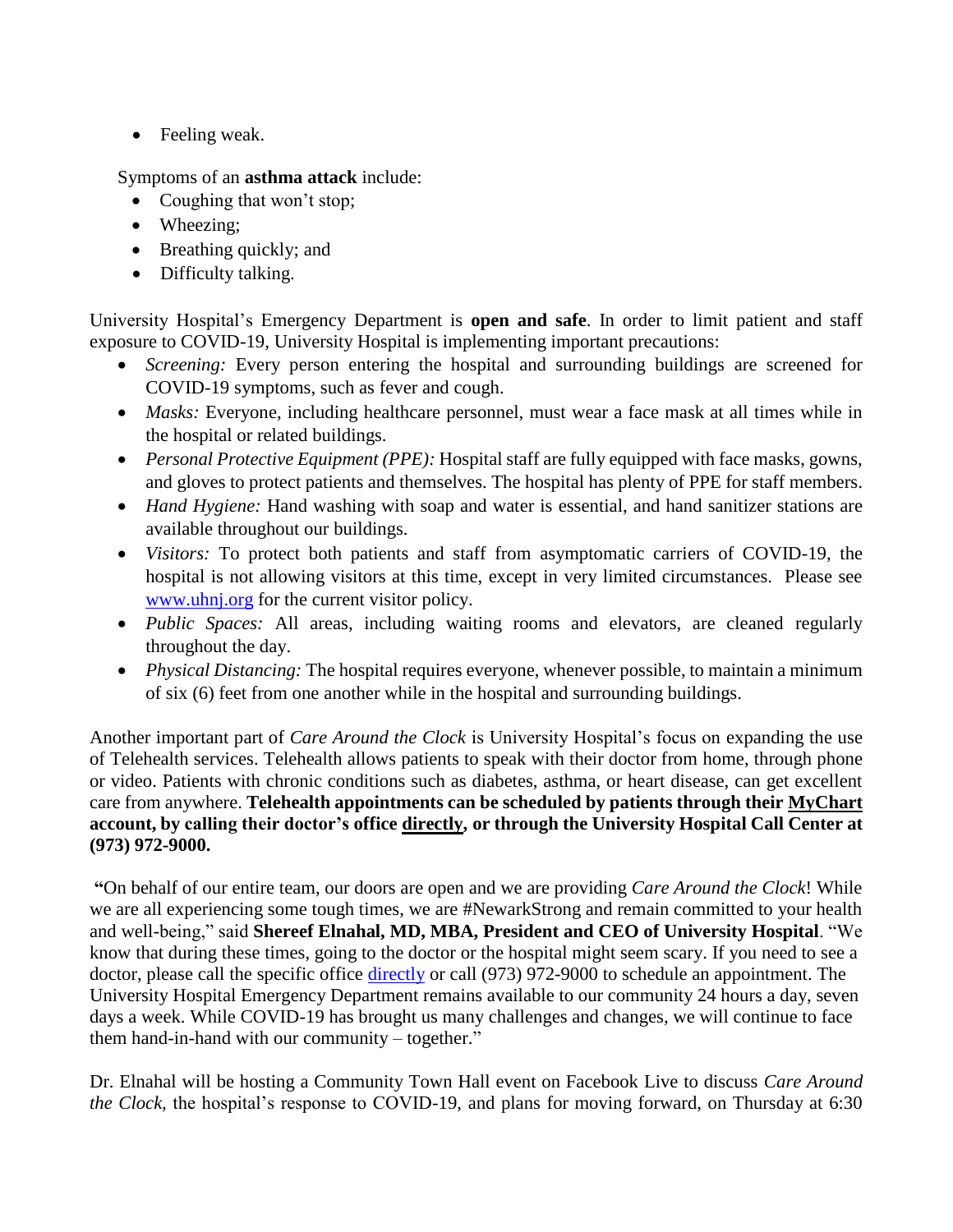- Feeling weak.

Symptoms of an **asthma attack** include:

- Coughing that won't stop;
- Wheezing;
- Breathing quickly; and
- Difficulty talking.

University Hospital's Emergency Department is **open and safe**. In order to limit patient and staff exposure to COVID-19, University Hospital is implementing important precautions:

- *Screening:* Every person entering the hospital and surrounding buildings are screened for COVID-19 symptoms, such as fever and cough.
- *Masks:* Everyone, including healthcare personnel, must wear a face mask at all times while in the hospital or related buildings.
- *Personal Protective Equipment (PPE):* Hospital staff are fully equipped with face masks, gowns, and gloves to protect patients and themselves. The hospital has plenty of PPE for staff members.
- *Hand Hygiene:* Hand washing with soap and water is essential, and hand sanitizer stations are available throughout our buildings.
- *Visitors:* To protect both patients and staff from asymptomatic carriers of COVID-19, the hospital is not allowing visitors at this time, except in very limited circumstances. Please see [www.uhnj.org](http://www.uhnj.org) for the current visitor policy.
- *Public Spaces:* All areas, including waiting rooms and elevators, are cleaned regularly throughout the day.
- *Physical Distancing:* The hospital requires everyone, whenever possible, to maintain a minimum of six (6) feet from one another while in the hospital and surrounding buildings.

Another important part of *Care Around the Clock* is University Hospital's focus on expanding the use of Telehealth services. Telehealth allows patients to speak with their doctor from home, through phone or video. Patients with chronic conditions such as diabetes, asthma, or heart disease, can get excellent care from anywhere. **Telehealth appointments can be scheduled by patients through their MyChart account, by calling their doctor's office directly, or through the University Hospital Call Center at (973) 972-9000.**

**"**On behalf of our entire team, our doors are open and we are providing *Care Around the Clock*! While we are all experiencing some tough times, we are #NewarkStrong and remain committed to your health and well-being," said **Shereef Elnahal, MD, MBA, President and CEO of University Hospital**. "We know that during these times, going to the doctor or the hospital might seem scary. If you need to see a doctor, please call the specific office directly or call (973) 972-9000 to schedule an appointment. The University Hospital Emergency Department remains available to our community 24 hours a day, seven days a week. While COVID-19 has brought us many challenges and changes, we will continue to face them hand-in-hand with our community – together."

Dr. Elnahal will be hosting a Community Town Hall event on Facebook Live to discuss *Care Around the Clock*, the hospital's response to COVID-19, and plans for moving forward, on Thursday at 6:30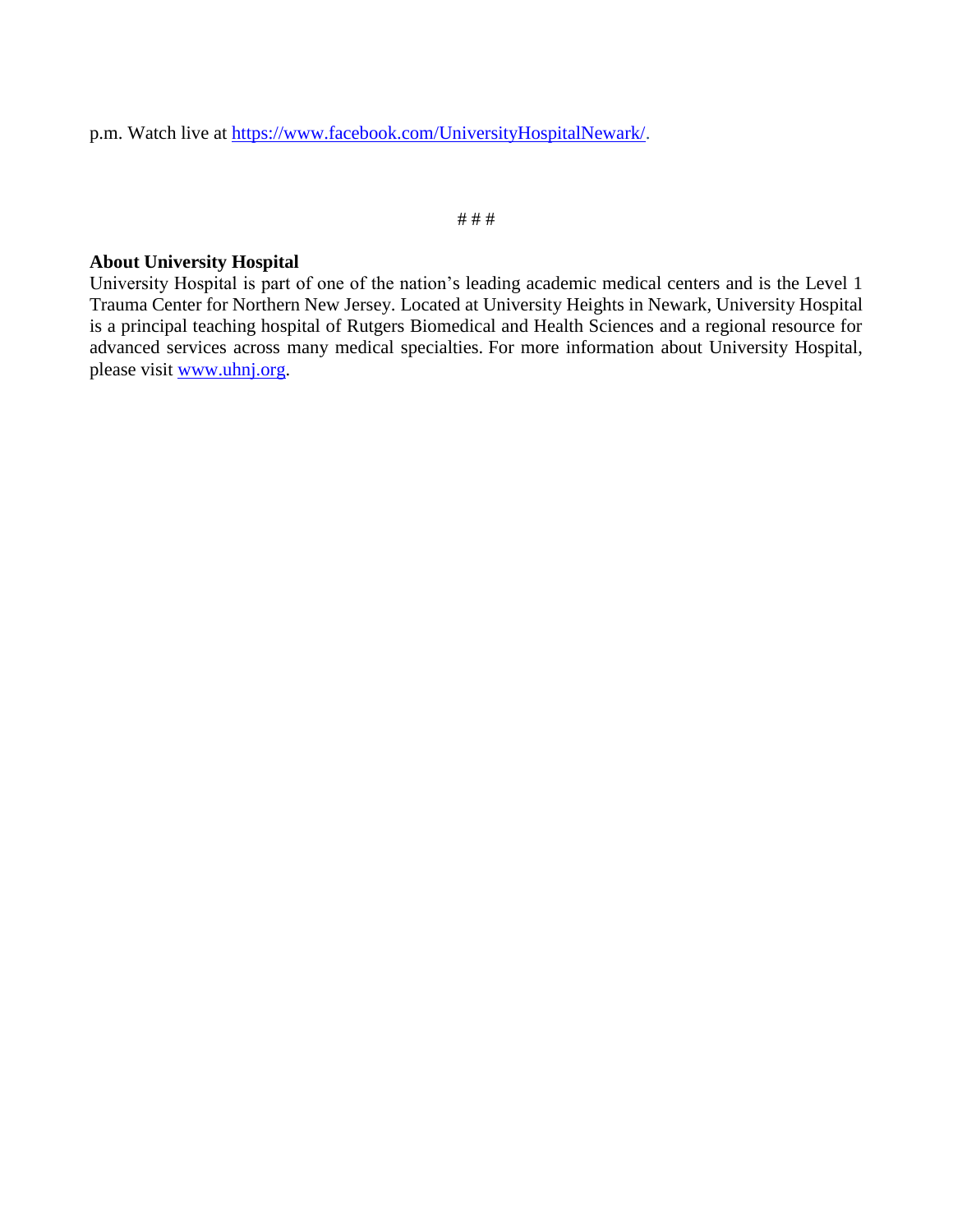p.m. Watch live at https://www.facebook.com/UniversityHospitalNewark/.

# # #

**About University Hospital**
University Hospital is part of one of the nation's leading academic medical centers and is the Level 1 Trauma Center for Northern New Jersey. Located at University Heights in Newark, University Hospital is a principal teaching hospital of Rutgers Biomedical and Health Sciences and a regional resource for advanced services across many medical specialties. For more information about University Hospital, please visit www.uhnj.org.